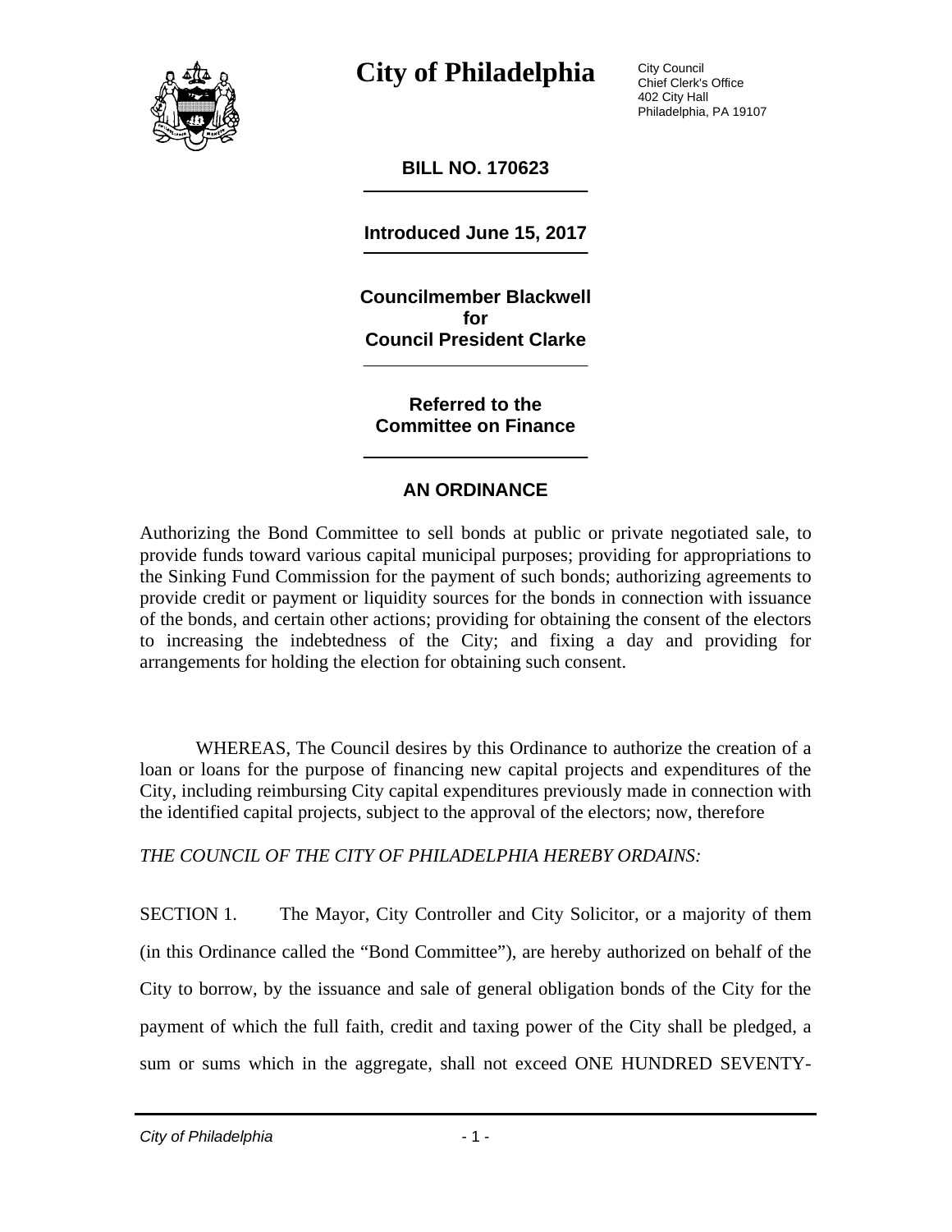# City of Philadelphia

City Council
Chief Clerk's Office
402 City Hall
Philadelphia, PA 19107

**BILL NO. 170623**

**Introduced June 15, 2017**

**Councilmember Blackwell**
**for**
**Council President Clarke**

**Referred to the**
**Committee on Finance**

## AN ORDINANCE

Authorizing the Bond Committee to sell bonds at public or private negotiated sale, to provide funds toward various capital municipal purposes; providing for appropriations to the Sinking Fund Commission for the payment of such bonds; authorizing agreements to provide credit or payment or liquidity sources for the bonds in connection with issuance of the bonds, and certain other actions; providing for obtaining the consent of the electors to increasing the indebtedness of the City; and fixing a day and providing for arrangements for holding the election for obtaining such consent.

WHEREAS, The Council desires by this Ordinance to authorize the creation of a loan or loans for the purpose of financing new capital projects and expenditures of the City, including reimbursing City capital expenditures previously made in connection with the identified capital projects, subject to the approval of the electors; now, therefore

*THE COUNCIL OF THE CITY OF PHILADELPHIA HEREBY ORDAINS:*

SECTION 1. The Mayor, City Controller and City Solicitor, or a majority of them (in this Ordinance called the "Bond Committee"), are hereby authorized on behalf of the City to borrow, by the issuance and sale of general obligation bonds of the City for the payment of which the full faith, credit and taxing power of the City shall be pledged, a sum or sums which in the aggregate, shall not exceed ONE HUNDRED SEVENTY-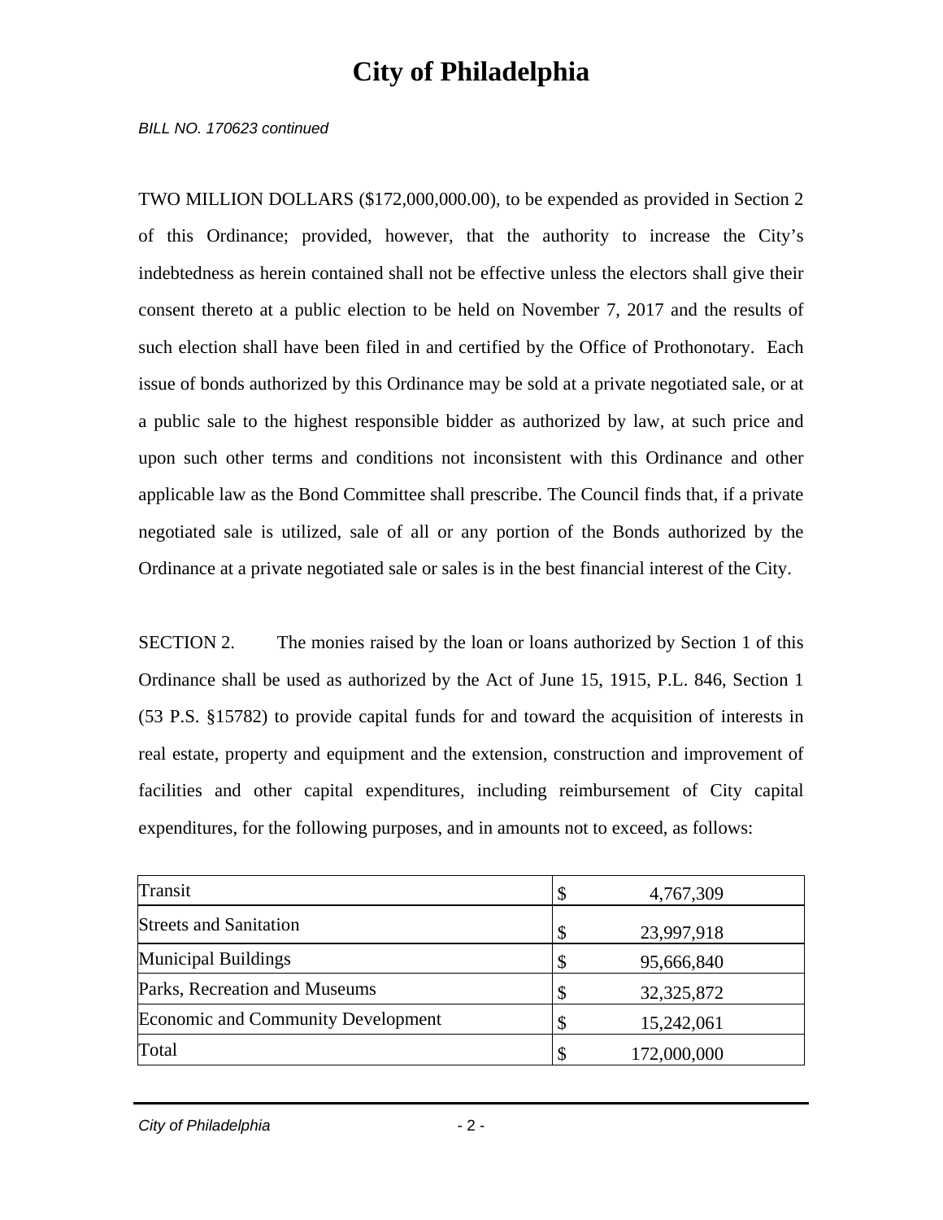TWO MILLION DOLLARS ($172,000,000.00), to be expended as provided in Section 2 of this Ordinance; provided, however, that the authority to increase the City's indebtedness as herein contained shall not be effective unless the electors shall give their consent thereto at a public election to be held on November 7, 2017 and the results of such election shall have been filed in and certified by the Office of Prothonotary. Each issue of bonds authorized by this Ordinance may be sold at a private negotiated sale, or at a public sale to the highest responsible bidder as authorized by law, at such price and upon such other terms and conditions not inconsistent with this Ordinance and other applicable law as the Bond Committee shall prescribe. The Council finds that, if a private negotiated sale is utilized, sale of all or any portion of the Bonds authorized by the Ordinance at a private negotiated sale or sales is in the best financial interest of the City.

SECTION 2. The monies raised by the loan or loans authorized by Section 1 of this Ordinance shall be used as authorized by the Act of June 15, 1915, P.L. 846, Section 1 (53 P.S. §15782) to provide capital funds for and toward the acquisition of interests in real estate, property and equipment and the extension, construction and improvement of facilities and other capital expenditures, including reimbursement of City capital expenditures, for the following purposes, and in amounts not to exceed, as follows:

| | |
|---|---|
| Transit | $ 4,767,309 |
| Streets and Sanitation | $ 23,997,918 |
| Municipal Buildings | $ 95,666,840 |
| Parks, Recreation and Museums | $ 32,325,872 |
| Economic and Community Development | $ 15,242,061 |
| Total | $ 172,000,000 |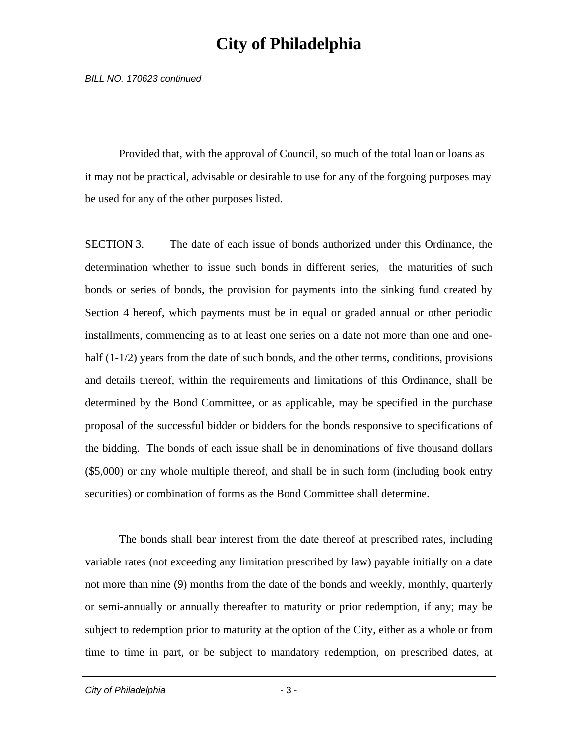Provided that, with the approval of Council, so much of the total loan or loans as it may not be practical, advisable or desirable to use for any of the forgoing purposes may be used for any of the other purposes listed.

SECTION 3. The date of each issue of bonds authorized under this Ordinance, the determination whether to issue such bonds in different series, the maturities of such bonds or series of bonds, the provision for payments into the sinking fund created by Section 4 hereof, which payments must be in equal or graded annual or other periodic installments, commencing as to at least one series on a date not more than one and one-half (1-1/2) years from the date of such bonds, and the other terms, conditions, provisions and details thereof, within the requirements and limitations of this Ordinance, shall be determined by the Bond Committee, or as applicable, may be specified in the purchase proposal of the successful bidder or bidders for the bonds responsive to specifications of the bidding. The bonds of each issue shall be in denominations of five thousand dollars ($5,000) or any whole multiple thereof, and shall be in such form (including book entry securities) or combination of forms as the Bond Committee shall determine.

The bonds shall bear interest from the date thereof at prescribed rates, including variable rates (not exceeding any limitation prescribed by law) payable initially on a date not more than nine (9) months from the date of the bonds and weekly, monthly, quarterly or semi-annually or annually thereafter to maturity or prior redemption, if any; may be subject to redemption prior to maturity at the option of the City, either as a whole or from time to time in part, or be subject to mandatory redemption, on prescribed dates, at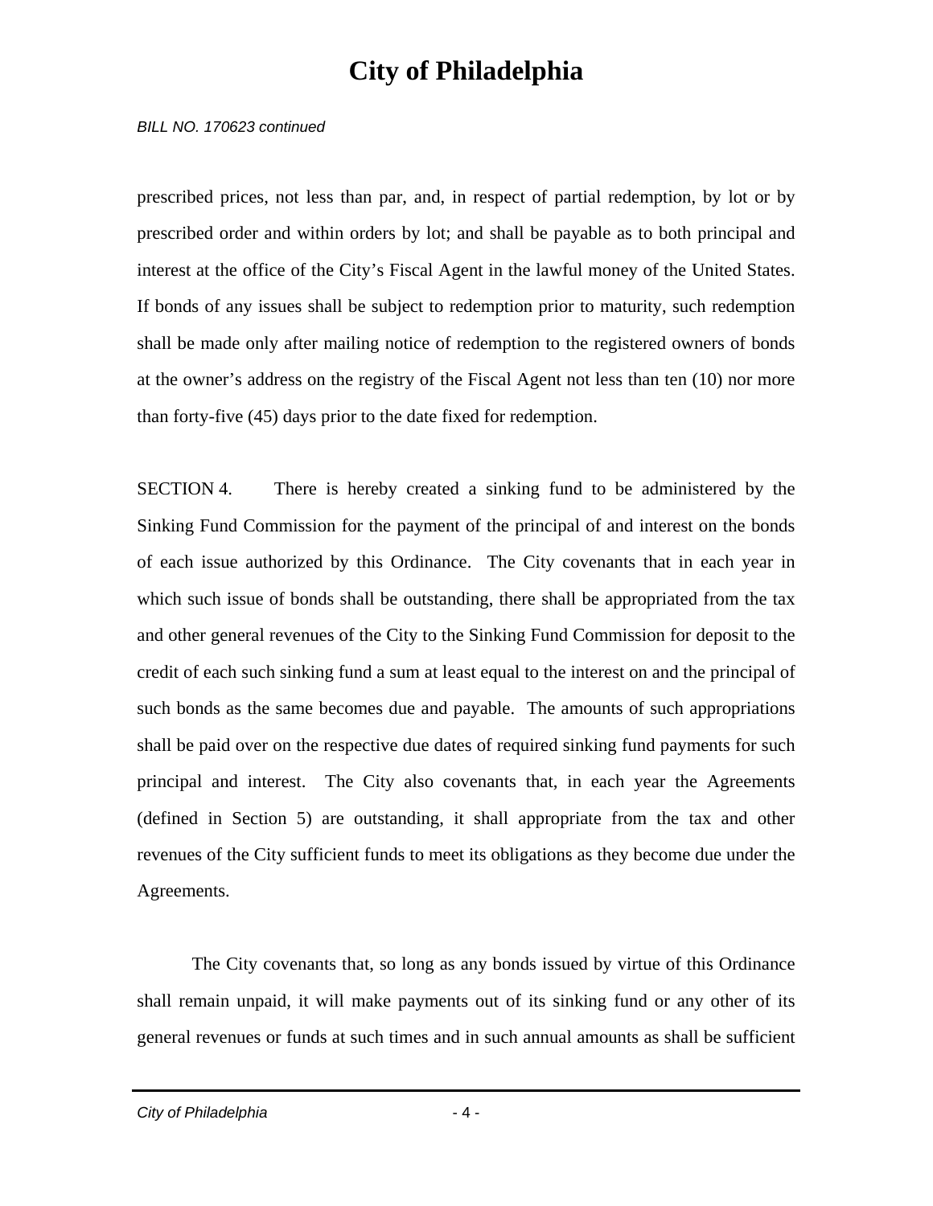prescribed prices, not less than par, and, in respect of partial redemption, by lot or by prescribed order and within orders by lot; and shall be payable as to both principal and interest at the office of the City's Fiscal Agent in the lawful money of the United States. If bonds of any issues shall be subject to redemption prior to maturity, such redemption shall be made only after mailing notice of redemption to the registered owners of bonds at the owner's address on the registry of the Fiscal Agent not less than ten (10) nor more than forty-five (45) days prior to the date fixed for redemption.

SECTION 4. There is hereby created a sinking fund to be administered by the Sinking Fund Commission for the payment of the principal of and interest on the bonds of each issue authorized by this Ordinance. The City covenants that in each year in which such issue of bonds shall be outstanding, there shall be appropriated from the tax and other general revenues of the City to the Sinking Fund Commission for deposit to the credit of each such sinking fund a sum at least equal to the interest on and the principal of such bonds as the same becomes due and payable. The amounts of such appropriations shall be paid over on the respective due dates of required sinking fund payments for such principal and interest. The City also covenants that, in each year the Agreements (defined in Section 5) are outstanding, it shall appropriate from the tax and other revenues of the City sufficient funds to meet its obligations as they become due under the Agreements.

The City covenants that, so long as any bonds issued by virtue of this Ordinance shall remain unpaid, it will make payments out of its sinking fund or any other of its general revenues or funds at such times and in such annual amounts as shall be sufficient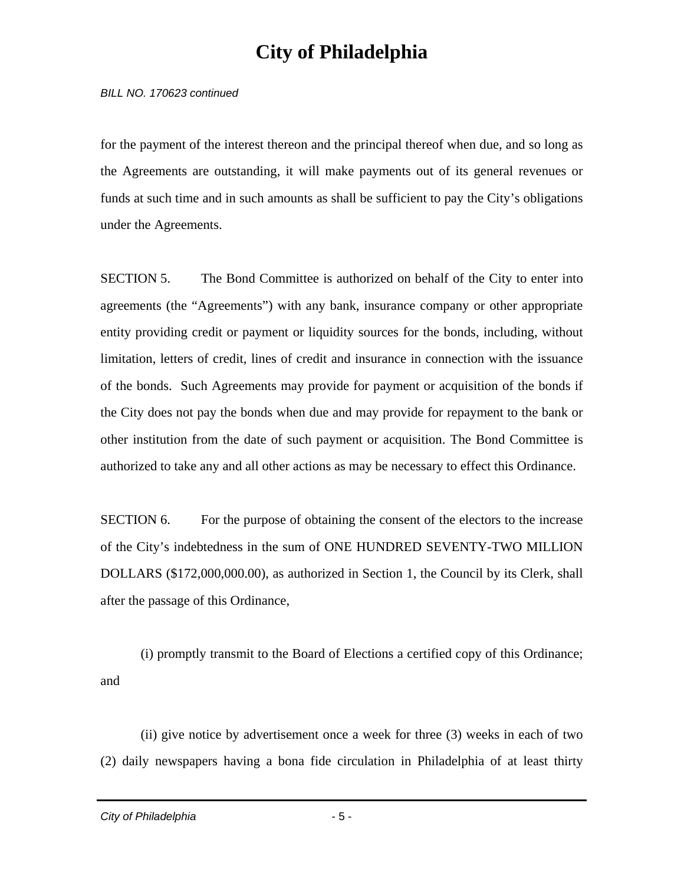for the payment of the interest thereon and the principal thereof when due, and so long as the Agreements are outstanding, it will make payments out of its general revenues or funds at such time and in such amounts as shall be sufficient to pay the City's obligations under the Agreements.

SECTION 5. The Bond Committee is authorized on behalf of the City to enter into agreements (the "Agreements") with any bank, insurance company or other appropriate entity providing credit or payment or liquidity sources for the bonds, including, without limitation, letters of credit, lines of credit and insurance in connection with the issuance of the bonds. Such Agreements may provide for payment or acquisition of the bonds if the City does not pay the bonds when due and may provide for repayment to the bank or other institution from the date of such payment or acquisition. The Bond Committee is authorized to take any and all other actions as may be necessary to effect this Ordinance.

SECTION 6. For the purpose of obtaining the consent of the electors to the increase of the City's indebtedness in the sum of ONE HUNDRED SEVENTY-TWO MILLION DOLLARS ($172,000,000.00), as authorized in Section 1, the Council by its Clerk, shall after the passage of this Ordinance,

(i) promptly transmit to the Board of Elections a certified copy of this Ordinance; and

(ii) give notice by advertisement once a week for three (3) weeks in each of two (2) daily newspapers having a bona fide circulation in Philadelphia of at least thirty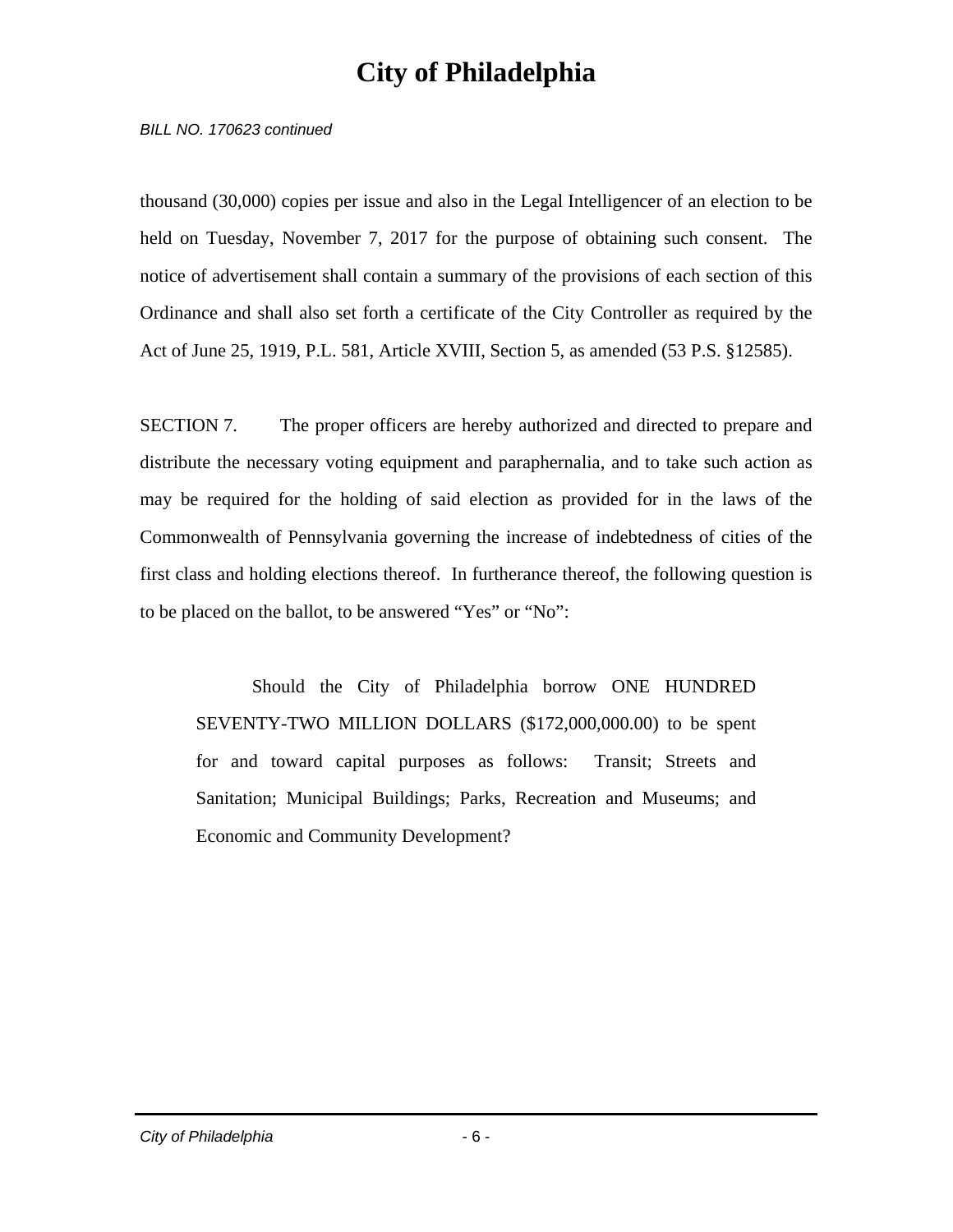thousand (30,000) copies per issue and also in the Legal Intelligencer of an election to be held on Tuesday, November 7, 2017 for the purpose of obtaining such consent. The notice of advertisement shall contain a summary of the provisions of each section of this Ordinance and shall also set forth a certificate of the City Controller as required by the Act of June 25, 1919, P.L. 581, Article XVIII, Section 5, as amended (53 P.S. §12585).

SECTION 7. The proper officers are hereby authorized and directed to prepare and distribute the necessary voting equipment and paraphernalia, and to take such action as may be required for the holding of said election as provided for in the laws of the Commonwealth of Pennsylvania governing the increase of indebtedness of cities of the first class and holding elections thereof. In furtherance thereof, the following question is to be placed on the ballot, to be answered "Yes" or "No":

> Should the City of Philadelphia borrow ONE HUNDRED SEVENTY-TWO MILLION DOLLARS ($172,000,000.00) to be spent for and toward capital purposes as follows: Transit; Streets and Sanitation; Municipal Buildings; Parks, Recreation and Museums; and Economic and Community Development?